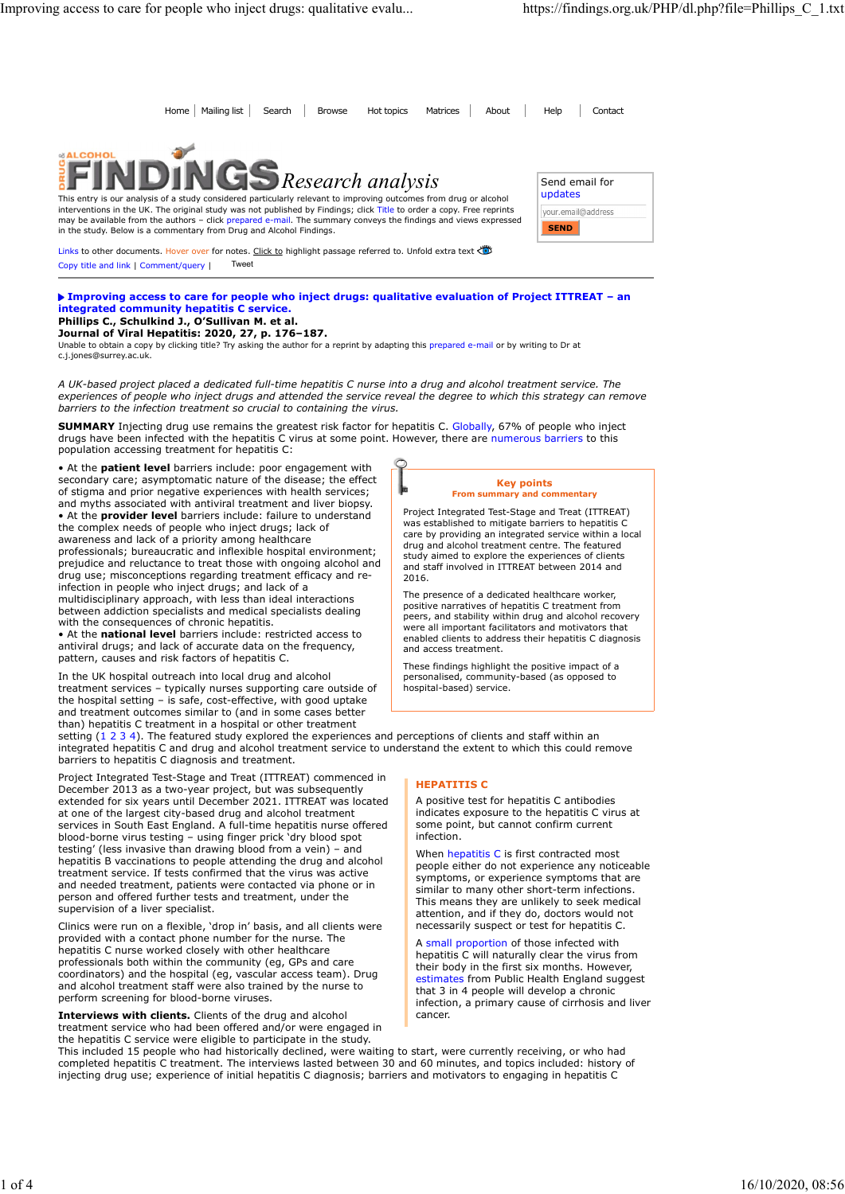Home | Mailing list | Search | Browse | Hot topics | Matrices | About | Help | Contact

# DRUG & ALCOHOL FINDINGS Research analysis

This entry is our analysis of a study considered particularly relevant to improving outcomes from drug or alcohol interventions in the UK. The original study was not published by Findings; click Title to order a copy. Free reprints may be available from the authors – click prepared e-mail. The summary conveys the findings and views expressed in the study. Below is a commentary from Drug and Alcohol Findings.

Send email for updates

your.email@address

SEND

Links to other documents. Hover over for notes. Click to highlight passage referred to. Unfold extra text

Copy title and link | Comment/query | Tweet

**Improving access to care for people who inject drugs: qualitative evaluation of Project ITTREAT – an integrated community hepatitis C service.**
**Phillips C., Schulkind J., O'Sullivan M. et al.**
**Journal of Viral Hepatitis: 2020, 27, p. 176–187.**
Unable to obtain a copy by clicking title? Try asking the author for a reprint by adapting this prepared e-mail or by writing to Dr at c.j.jones@surrey.ac.uk.

*A UK-based project placed a dedicated full-time hepatitis C nurse into a drug and alcohol treatment service. The experiences of people who inject drugs and attended the service reveal the degree to which this strategy can remove barriers to the infection treatment so crucial to containing the virus.*

**SUMMARY** Injecting drug use remains the greatest risk factor for hepatitis C. Globally, 67% of people who inject drugs have been infected with the hepatitis C virus at some point. However, there are numerous barriers to this population accessing treatment for hepatitis C:

- At the **patient level** barriers include: poor engagement with secondary care; asymptomatic nature of the disease; the effect of stigma and prior negative experiences with health services; and myths associated with antiviral treatment and liver biopsy.
- At the **provider level** barriers include: failure to understand the complex needs of people who inject drugs; lack of awareness and lack of a priority among healthcare professionals; bureaucratic and inflexible hospital environment; prejudice and reluctance to treat those with ongoing alcohol and drug use; misconceptions regarding treatment efficacy and re-infection in people who inject drugs; and lack of a multidisciplinary approach, with less than ideal interactions between addiction specialists and medical specialists dealing with the consequences of chronic hepatitis.
- At the **national level** barriers include: restricted access to antiviral drugs; and lack of accurate data on the frequency, pattern, causes and risk factors of hepatitis C.

In the UK hospital outreach into local drug and alcohol treatment services – typically nurses supporting care outside of the hospital setting – is safe, cost-effective, with good uptake and treatment outcomes similar to (and in some cases better than) hepatitis C treatment in a hospital or other treatment setting (1 2 3 4). The featured study explored the experiences and perceptions of clients and staff within an integrated hepatitis C and drug and alcohol treatment service to understand the extent to which this could remove barriers to hepatitis C diagnosis and treatment.

> **Key points**
> **From summary and commentary**
>
> Project Integrated Test-Stage and Treat (ITTREAT) was established to mitigate barriers to hepatitis C care by providing an integrated service within a local drug and alcohol treatment centre. The featured study aimed to explore the experiences of clients and staff involved in ITTREAT between 2014 and 2016.
>
> The presence of a dedicated healthcare worker, positive narratives of hepatitis C treatment from peers, and stability within drug and alcohol recovery were all important facilitators and motivators that enabled clients to address their hepatitis C diagnosis and access treatment.
>
> These findings highlight the positive impact of a personalised, community-based (as opposed to hospital-based) service.

Project Integrated Test-Stage and Treat (ITTREAT) commenced in December 2013 as a two-year project, but was subsequently extended for six years until December 2021. ITTREAT was located at one of the largest city-based drug and alcohol treatment services in South East England. A full-time hepatitis nurse offered blood-borne virus testing – using finger prick 'dry blood spot testing' (less invasive than drawing blood from a vein) – and hepatitis B vaccinations to people attending the drug and alcohol treatment service. If tests confirmed that the virus was active and needed treatment, patients were contacted via phone or in person and offered further tests and treatment, under the supervision of a liver specialist.

Clinics were run on a flexible, 'drop in' basis, and all clients were provided with a contact phone number for the nurse. The hepatitis C nurse worked closely with other healthcare professionals both within the community (eg, GPs and care coordinators) and the hospital (eg, vascular access team). Drug and alcohol treatment staff were also trained by the nurse to perform screening for blood-borne viruses.

> **HEPATITIS C**
>
> A positive test for hepatitis C antibodies indicates exposure to the hepatitis C virus at some point, but cannot confirm current infection.
>
> When hepatitis C is first contracted most people either do not experience any noticeable symptoms, or experience symptoms that are similar to many other short-term infections. This means they are unlikely to seek medical attention, and if they do, doctors would not necessarily suspect or test for hepatitis C.
>
> A small proportion of those infected with hepatitis C will naturally clear the virus from their body in the first six months. However, estimates from Public Health England suggest that 3 in 4 people will develop a chronic infection, a primary cause of cirrhosis and liver cancer.

**Interviews with clients.** Clients of the drug and alcohol treatment service who had been offered and/or were engaged in the hepatitis C service were eligible to participate in the study. This included 15 people who had historically declined, were waiting to start, were currently receiving, or who had completed hepatitis C treatment. The interviews lasted between 30 and 60 minutes, and topics included: history of injecting drug use; experience of initial hepatitis C diagnosis; barriers and motivators to engaging in hepatitis C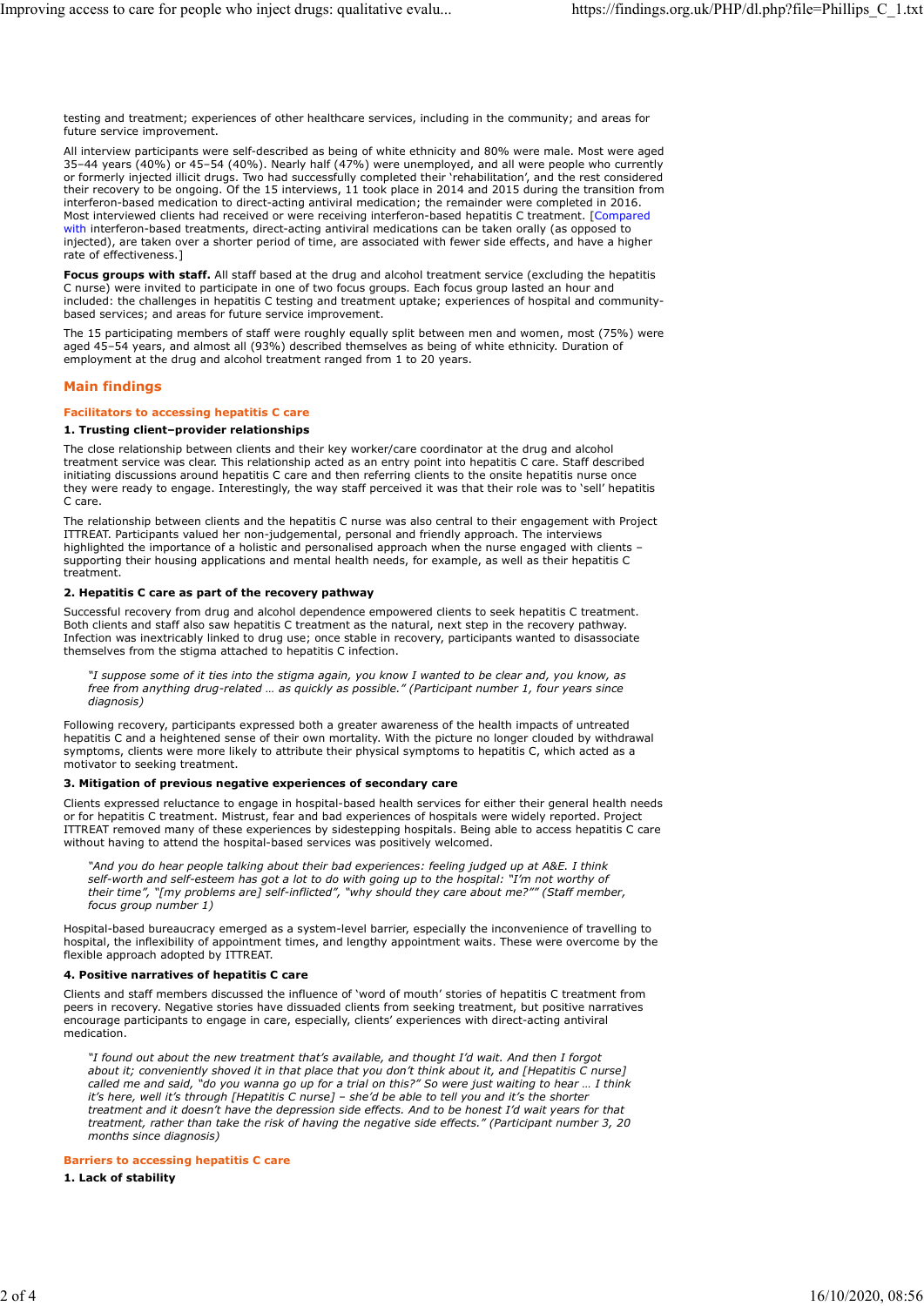testing and treatment; experiences of other healthcare services, including in the community; and areas for future service improvement.

All interview participants were self-described as being of white ethnicity and 80% were male. Most were aged 35–44 years (40%) or 45–54 (40%). Nearly half (47%) were unemployed, and all were people who currently or formerly injected illicit drugs. Two had successfully completed their 'rehabilitation', and the rest considered their recovery to be ongoing. Of the 15 interviews, 11 took place in 2014 and 2015 during the transition from interferon-based medication to direct-acting antiviral medication; the remainder were completed in 2016. Most interviewed clients had received or were receiving interferon-based hepatitis C treatment. [Compared with interferon-based treatments, direct-acting antiviral medications can be taken orally (as opposed to injected), are taken over a shorter period of time, are associated with fewer side effects, and have a higher rate of effectiveness.]

**Focus groups with staff.** All staff based at the drug and alcohol treatment service (excluding the hepatitis C nurse) were invited to participate in one of two focus groups. Each focus group lasted an hour and included: the challenges in hepatitis C testing and treatment uptake; experiences of hospital and community-based services; and areas for future service improvement.

The 15 participating members of staff were roughly equally split between men and women, most (75%) were aged 45–54 years, and almost all (93%) described themselves as being of white ethnicity. Duration of employment at the drug and alcohol treatment ranged from 1 to 20 years.

## Main findings

### Facilitators to accessing hepatitis C care

#### 1. Trusting client–provider relationships

The close relationship between clients and their key worker/care coordinator at the drug and alcohol treatment service was clear. This relationship acted as an entry point into hepatitis C care. Staff described initiating discussions around hepatitis C care and then referring clients to the onsite hepatitis nurse once they were ready to engage. Interestingly, the way staff perceived it was that their role was to 'sell' hepatitis C care.

The relationship between clients and the hepatitis C nurse was also central to their engagement with Project ITTREAT. Participants valued her non-judgemental, personal and friendly approach. The interviews highlighted the importance of a holistic and personalised approach when the nurse engaged with clients – supporting their housing applications and mental health needs, for example, as well as their hepatitis C treatment.

#### 2. Hepatitis C care as part of the recovery pathway

Successful recovery from drug and alcohol dependence empowered clients to seek hepatitis C treatment. Both clients and staff also saw hepatitis C treatment as the natural, next step in the recovery pathway. Infection was inextricably linked to drug use; once stable in recovery, participants wanted to disassociate themselves from the stigma attached to hepatitis C infection.

> *"I suppose some of it ties into the stigma again, you know I wanted to be clear and, you know, as free from anything drug-related … as quickly as possible." (Participant number 1, four years since diagnosis)*

Following recovery, participants expressed both a greater awareness of the health impacts of untreated hepatitis C and a heightened sense of their own mortality. With the picture no longer clouded by withdrawal symptoms, clients were more likely to attribute their physical symptoms to hepatitis C, which acted as a motivator to seeking treatment.

#### 3. Mitigation of previous negative experiences of secondary care

Clients expressed reluctance to engage in hospital-based health services for either their general health needs or for hepatitis C treatment. Mistrust, fear and bad experiences of hospitals were widely reported. Project ITTREAT removed many of these experiences by sidestepping hospitals. Being able to access hepatitis C care without having to attend the hospital-based services was positively welcomed.

> *"And you do hear people talking about their bad experiences: feeling judged up at A&E. I think self-worth and self-esteem has got a lot to do with going up to the hospital: "I'm not worthy of their time", "[my problems are] self-inflicted", "why should they care about me?"" (Staff member, focus group number 1)*

Hospital-based bureaucracy emerged as a system-level barrier, especially the inconvenience of travelling to hospital, the inflexibility of appointment times, and lengthy appointment waits. These were overcome by the flexible approach adopted by ITTREAT.

#### 4. Positive narratives of hepatitis C care

Clients and staff members discussed the influence of 'word of mouth' stories of hepatitis C treatment from peers in recovery. Negative stories have dissuaded clients from seeking treatment, but positive narratives encourage participants to engage in care, especially, clients' experiences with direct-acting antiviral medication.

> *"I found out about the new treatment that's available, and thought I'd wait. And then I forgot about it; conveniently shoved it in that place that you don't think about it, and [Hepatitis C nurse] called me and said, "do you wanna go up for a trial on this?" So were just waiting to hear … I think it's here, well it's through [Hepatitis C nurse] – she'd be able to tell you and it's the shorter treatment and it doesn't have the depression side effects. And to be honest I'd wait years for that treatment, rather than take the risk of having the negative side effects." (Participant number 3, 20 months since diagnosis)*

### Barriers to accessing hepatitis C care

#### 1. Lack of stability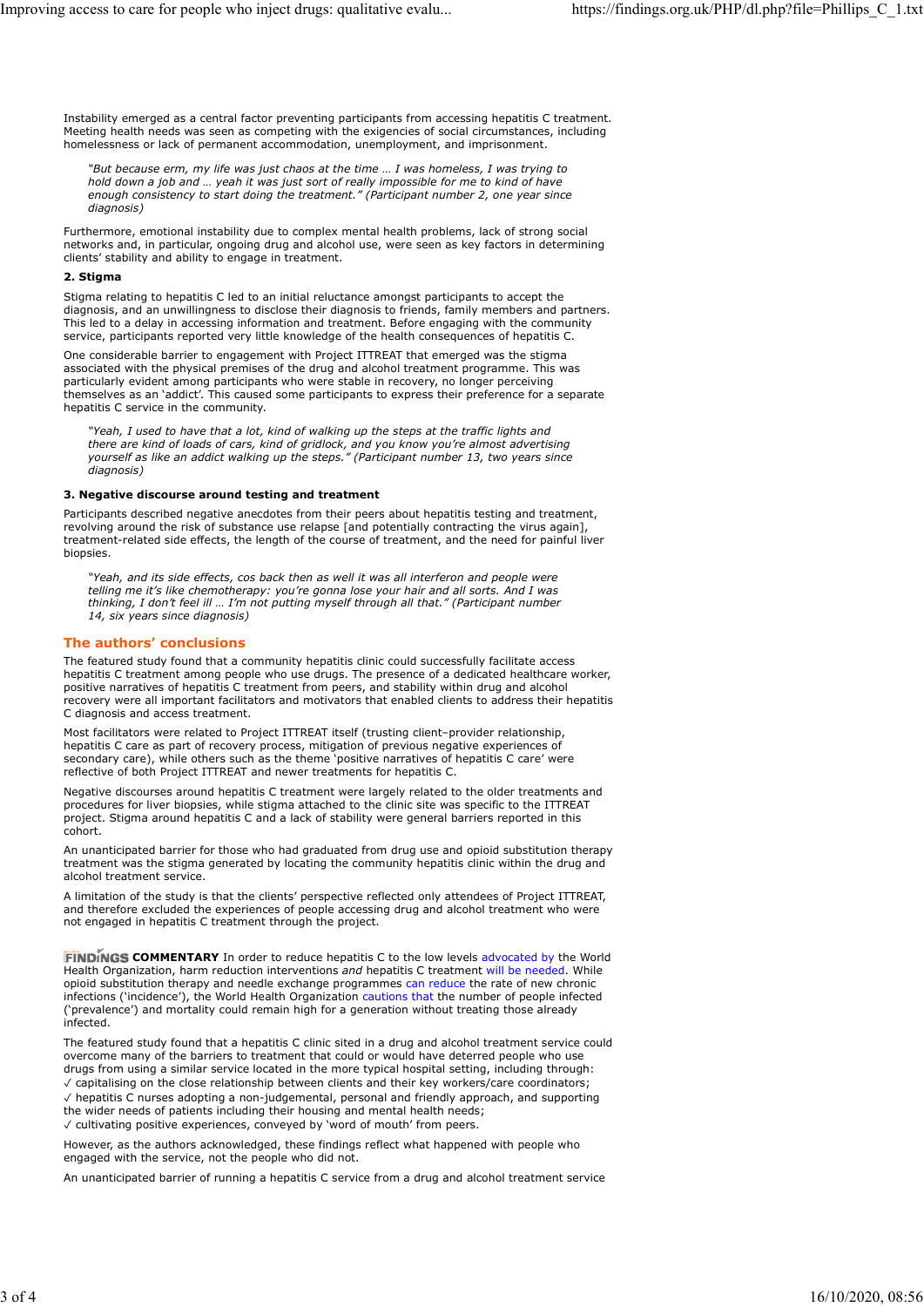Instability emerged as a central factor preventing participants from accessing hepatitis C treatment. Meeting health needs was seen as competing with the exigencies of social circumstances, including homelessness or lack of permanent accommodation, unemployment, and imprisonment.

> *"But because erm, my life was just chaos at the time … I was homeless, I was trying to hold down a job and … yeah it was just sort of really impossible for me to kind of have enough consistency to start doing the treatment." (Participant number 2, one year since diagnosis)*

Furthermore, emotional instability due to complex mental health problems, lack of strong social networks and, in particular, ongoing drug and alcohol use, were seen as key factors in determining clients' stability and ability to engage in treatment.

**2. Stigma**

Stigma relating to hepatitis C led to an initial reluctance amongst participants to accept the diagnosis, and an unwillingness to disclose their diagnosis to friends, family members and partners. This led to a delay in accessing information and treatment. Before engaging with the community service, participants reported very little knowledge of the health consequences of hepatitis C.

One considerable barrier to engagement with Project ITTREAT that emerged was the stigma associated with the physical premises of the drug and alcohol treatment programme. This was particularly evident among participants who were stable in recovery, no longer perceiving themselves as an 'addict'. This caused some participants to express their preference for a separate hepatitis C service in the community.

> *"Yeah, I used to have that a lot, kind of walking up the steps at the traffic lights and there are kind of loads of cars, kind of gridlock, and you know you're almost advertising yourself as like an addict walking up the steps." (Participant number 13, two years since diagnosis)*

**3. Negative discourse around testing and treatment**

Participants described negative anecdotes from their peers about hepatitis testing and treatment, revolving around the risk of substance use relapse [and potentially contracting the virus again], treatment-related side effects, the length of the course of treatment, and the need for painful liver biopsies.

> *"Yeah, and its side effects, cos back then as well it was all interferon and people were telling me it's like chemotherapy: you're gonna lose your hair and all sorts. And I was thinking, I don't feel ill … I'm not putting myself through all that." (Participant number 14, six years since diagnosis)*

## The authors' conclusions

The featured study found that a community hepatitis clinic could successfully facilitate access hepatitis C treatment among people who use drugs. The presence of a dedicated healthcare worker, positive narratives of hepatitis C treatment from peers, and stability within drug and alcohol recovery were all important facilitators and motivators that enabled clients to address their hepatitis C diagnosis and access treatment.

Most facilitators were related to Project ITTREAT itself (trusting client–provider relationship, hepatitis C care as part of recovery process, mitigation of previous negative experiences of secondary care), while others such as the theme 'positive narratives of hepatitis C care' were reflective of both Project ITTREAT and newer treatments for hepatitis C.

Negative discourses around hepatitis C treatment were largely related to the older treatments and procedures for liver biopsies, while stigma attached to the clinic site was specific to the ITTREAT project. Stigma around hepatitis C and a lack of stability were general barriers reported in this cohort.

An unanticipated barrier for those who had graduated from drug use and opioid substitution therapy treatment was the stigma generated by locating the community hepatitis clinic within the drug and alcohol treatment service.

A limitation of the study is that the clients' perspective reflected only attendees of Project ITTREAT, and therefore excluded the experiences of people accessing drug and alcohol treatment who were not engaged in hepatitis C treatment through the project.

**FINDINGS COMMENTARY** In order to reduce hepatitis C to the low levels advocated by the World Health Organization, harm reduction interventions *and* hepatitis C treatment will be needed. While opioid substitution therapy and needle exchange programmes can reduce the rate of new chronic infections ('incidence'), the World Health Organization cautions that the number of people infected ('prevalence') and mortality could remain high for a generation without treating those already infected.

The featured study found that a hepatitis C clinic sited in a drug and alcohol treatment service could overcome many of the barriers to treatment that could or would have deterred people who use drugs from using a similar service located in the more typical hospital setting, including through:
✓ capitalising on the close relationship between clients and their key workers/care coordinators;
✓ hepatitis C nurses adopting a non-judgemental, personal and friendly approach, and supporting the wider needs of patients including their housing and mental health needs;
✓ cultivating positive experiences, conveyed by 'word of mouth' from peers.

However, as the authors acknowledged, these findings reflect what happened with people who engaged with the service, not the people who did not.

An unanticipated barrier of running a hepatitis C service from a drug and alcohol treatment service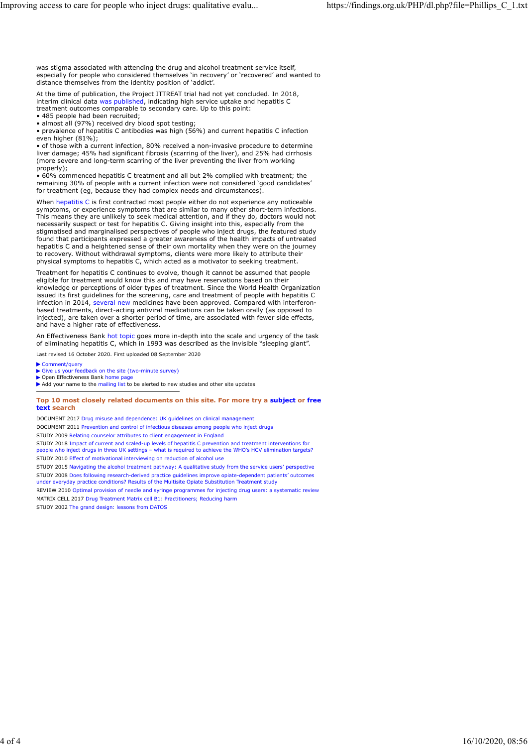was stigma associated with attending the drug and alcohol treatment service itself, especially for people who considered themselves 'in recovery' or 'recovered' and wanted to distance themselves from the identity position of 'addict'.

At the time of publication, the Project ITTREAT trial had not yet concluded. In 2018, interim clinical data was published, indicating high service uptake and hepatitis C treatment outcomes comparable to secondary care. Up to this point:

- 485 people had been recruited;
- almost all (97%) received dry blood spot testing;
- prevalence of hepatitis C antibodies was high (56%) and current hepatitis C infection even higher (81%);
- of those with a current infection, 80% received a non-invasive procedure to determine liver damage; 45% had significant fibrosis (scarring of the liver), and 25% had cirrhosis (more severe and long-term scarring of the liver preventing the liver from working properly);
- 60% commenced hepatitis C treatment and all but 2% complied with treatment; the remaining 30% of people with a current infection were not considered 'good candidates' for treatment (eg, because they had complex needs and circumstances).

When hepatitis C is first contracted most people either do not experience any noticeable symptoms, or experience symptoms that are similar to many other short-term infections. This means they are unlikely to seek medical attention, and if they do, doctors would not necessarily suspect or test for hepatitis C. Giving insight into this, especially from the stigmatised and marginalised perspectives of people who inject drugs, the featured study found that participants expressed a greater awareness of the health impacts of untreated hepatitis C and a heightened sense of their own mortality when they were on the journey to recovery. Without withdrawal symptoms, clients were more likely to attribute their physical symptoms to hepatitis C, which acted as a motivator to seeking treatment.

Treatment for hepatitis C continues to evolve, though it cannot be assumed that people eligible for treatment would know this and may have reservations based on their knowledge or perceptions of older types of treatment. Since the World Health Organization issued its first guidelines for the screening, care and treatment of people with hepatitis C infection in 2014, several new medicines have been approved. Compared with interferon-based treatments, direct-acting antiviral medications can be taken orally (as opposed to injected), are taken over a shorter period of time, are associated with fewer side effects, and have a higher rate of effectiveness.

An Effectiveness Bank hot topic goes more in-depth into the scale and urgency of the task of eliminating hepatitis C, which in 1993 was described as the invisible "sleeping giant".

Last revised 16 October 2020. First uploaded 08 September 2020

- ▶ Comment/query
- ▶ Give us your feedback on the site (two-minute survey)
- ▶ Open Effectiveness Bank home page
- ▶ Add your name to the mailing list to be alerted to new studies and other site updates

---

**Top 10 most closely related documents on this site. For more try a subject or free text search**

DOCUMENT 2017 Drug misuse and dependence: UK guidelines on clinical management

DOCUMENT 2011 Prevention and control of infectious diseases among people who inject drugs

STUDY 2009 Relating counselor attributes to client engagement in England

STUDY 2018 Impact of current and scaled-up levels of hepatitis C prevention and treatment interventions for people who inject drugs in three UK settings – what is required to achieve the WHO's HCV elimination targets?

STUDY 2010 Effect of motivational interviewing on reduction of alcohol use

STUDY 2015 Navigating the alcohol treatment pathway: A qualitative study from the service users' perspective

STUDY 2008 Does following research-derived practice guidelines improve opiate-dependent patients' outcomes under everyday practice conditions? Results of the Multisite Opiate Substitution Treatment study

REVIEW 2010 Optimal provision of needle and syringe programmes for injecting drug users: a systematic review

MATRIX CELL 2017 Drug Treatment Matrix cell B1: Practitioners; Reducing harm

STUDY 2002 The grand design: lessons from DATOS